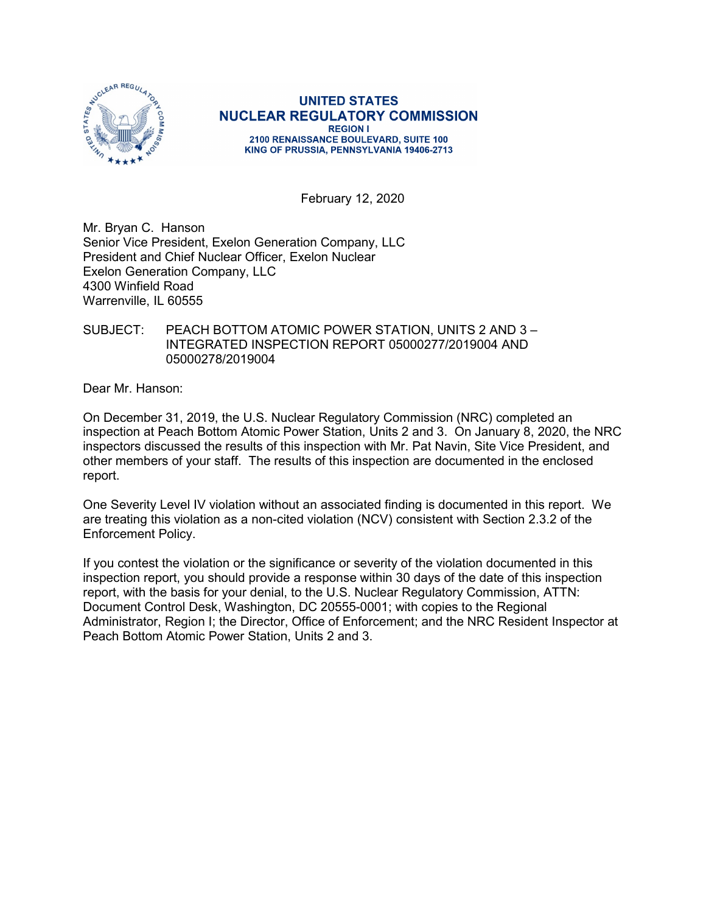**UNITED STATES**
**NUCLEAR REGULATORY COMMISSION**
**REGION I**
**2100 RENAISSANCE BOULEVARD, SUITE 100**
**KING OF PRUSSIA, PENNSYLVANIA 19406-2713**

February 12, 2020

Mr. Bryan C. Hanson
Senior Vice President, Exelon Generation Company, LLC
President and Chief Nuclear Officer, Exelon Nuclear
Exelon Generation Company, LLC
4300 Winfield Road
Warrenville, IL 60555

SUBJECT: PEACH BOTTOM ATOMIC POWER STATION, UNITS 2 AND 3 – INTEGRATED INSPECTION REPORT 05000277/2019004 AND 05000278/2019004

Dear Mr. Hanson:

On December 31, 2019, the U.S. Nuclear Regulatory Commission (NRC) completed an inspection at Peach Bottom Atomic Power Station, Units 2 and 3. On January 8, 2020, the NRC inspectors discussed the results of this inspection with Mr. Pat Navin, Site Vice President, and other members of your staff. The results of this inspection are documented in the enclosed report.

One Severity Level IV violation without an associated finding is documented in this report. We are treating this violation as a non-cited violation (NCV) consistent with Section 2.3.2 of the Enforcement Policy.

If you contest the violation or the significance or severity of the violation documented in this inspection report, you should provide a response within 30 days of the date of this inspection report, with the basis for your denial, to the U.S. Nuclear Regulatory Commission, ATTN: Document Control Desk, Washington, DC 20555-0001; with copies to the Regional Administrator, Region I; the Director, Office of Enforcement; and the NRC Resident Inspector at Peach Bottom Atomic Power Station, Units 2 and 3.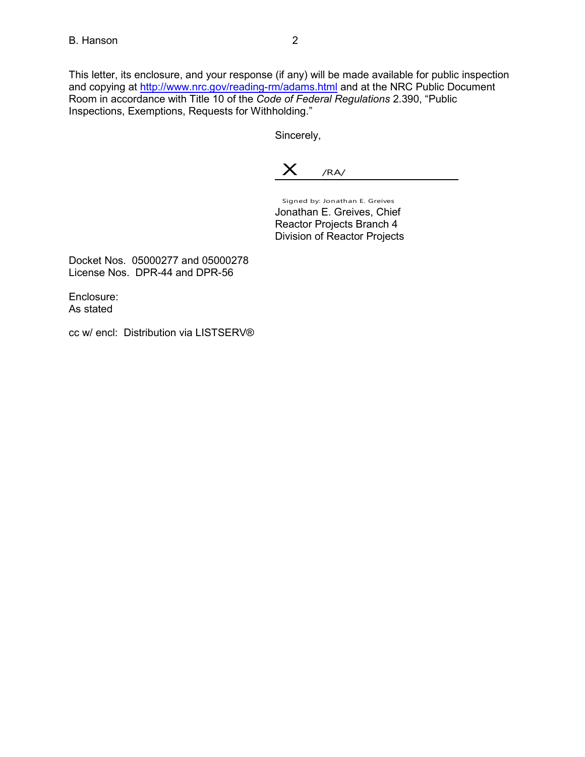This letter, its enclosure, and your response (if any) will be made available for public inspection and copying at http://www.nrc.gov/reading-rm/adams.html and at the NRC Public Document Room in accordance with Title 10 of the *Code of Federal Regulations* 2.390, "Public Inspections, Exemptions, Requests for Withholding."

Sincerely,

X /RA/

Signed by: Jonathan E. Greives
Jonathan E. Greives, Chief
Reactor Projects Branch 4
Division of Reactor Projects

Docket Nos. 05000277 and 05000278
License Nos. DPR-44 and DPR-56

Enclosure:
As stated

cc w/ encl: Distribution via LISTSERV®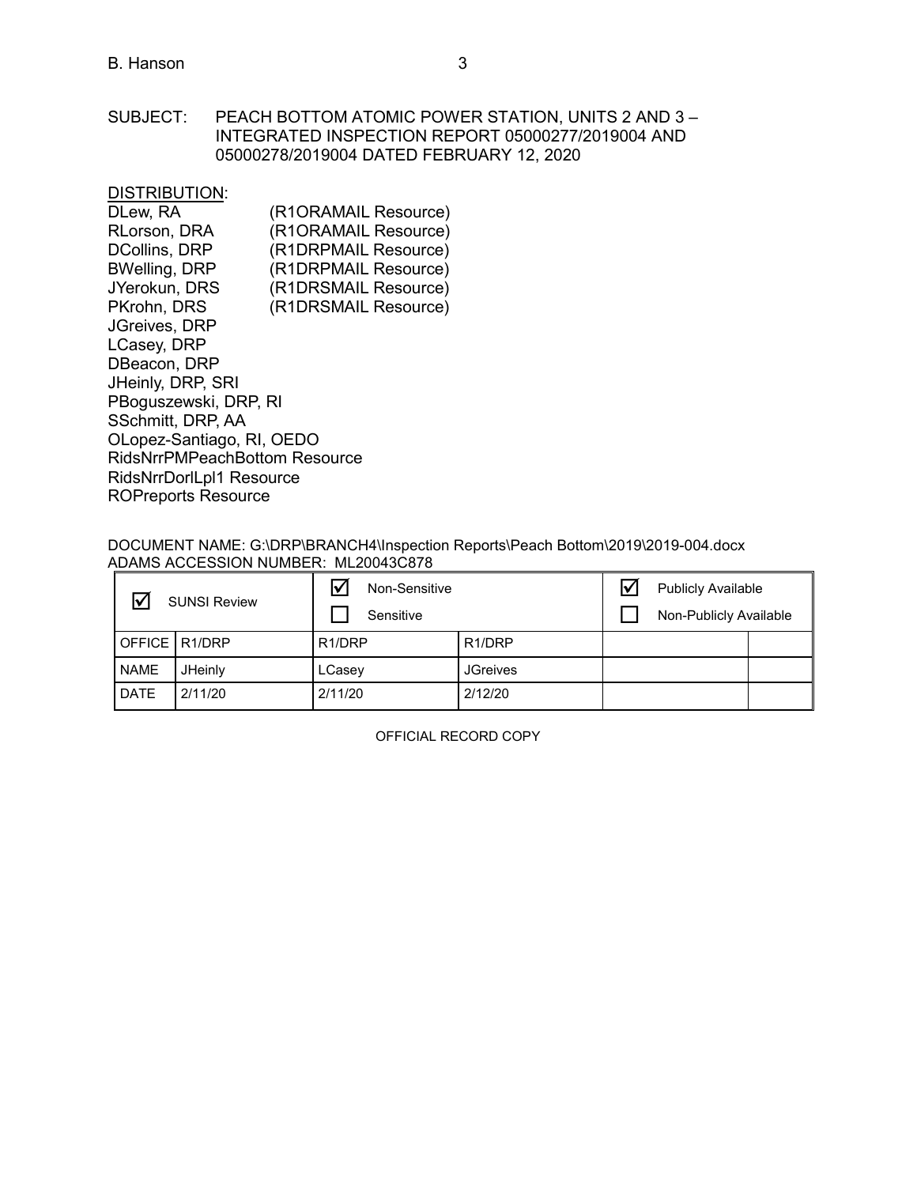SUBJECT: PEACH BOTTOM ATOMIC POWER STATION, UNITS 2 AND 3 – INTEGRATED INSPECTION REPORT 05000277/2019004 AND 05000278/2019004 DATED FEBRUARY 12, 2020

DISTRIBUTION:

DLew, RA (R1ORAMAIL Resource)
RLorson, DRA (R1ORAMAIL Resource)
DCollins, DRP (R1DRPMAIL Resource)
BWelling, DRP (R1DRPMAIL Resource)
JYerokun, DRS (R1DRSMAIL Resource)
PKrohn, DRS (R1DRSMAIL Resource)
JGreives, DRP
LCasey, DRP
DBeacon, DRP
JHeinly, DRP, SRI
PBoguszewski, DRP, RI
SSchmitt, DRP, AA
OLopez-Santiago, RI, OEDO
RidsNrrPMPeachBottom Resource
RidsNrrDorlLpl1 Resource
ROPreports Resource

DOCUMENT NAME: G:\DRP\BRANCH4\Inspection Reports\Peach Bottom\2019\2019-004.docx
ADAMS ACCESSION NUMBER: ML20043C878

| ☑ SUNSI Review | | ☑ Non-Sensitive<br>☐ Sensitive | | ☑ Publicly Available<br>☐ Non-Publicly Available | |
|---|---|---|---|---|---|
| OFFICE | R1/DRP | R1/DRP | R1/DRP | | |
| NAME | JHeinly | LCasey | JGreives | | |
| DATE | 2/11/20 | 2/11/20 | 2/12/20 | | |

OFFICIAL RECORD COPY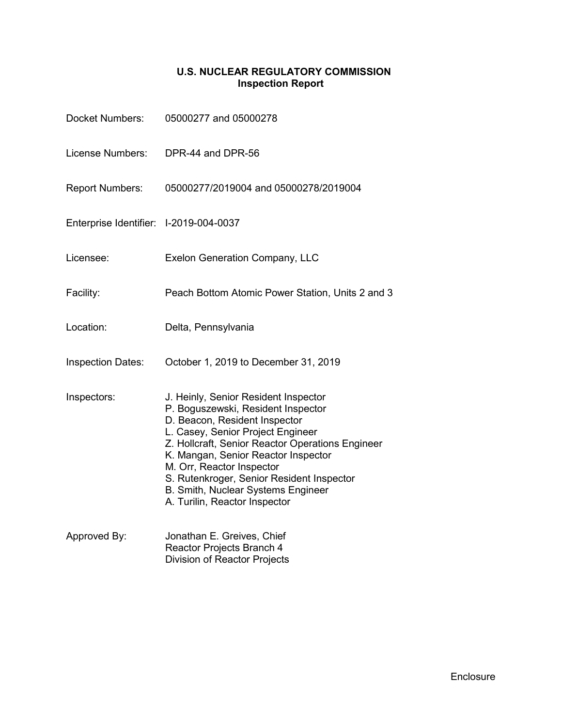# U.S. NUCLEAR REGULATORY COMMISSION
## Inspection Report

Docket Numbers: 05000277 and 05000278

License Numbers: DPR-44 and DPR-56

Report Numbers: 05000277/2019004 and 05000278/2019004

Enterprise Identifier: I-2019-004-0037

Licensee: Exelon Generation Company, LLC

Facility: Peach Bottom Atomic Power Station, Units 2 and 3

Location: Delta, Pennsylvania

Inspection Dates: October 1, 2019 to December 31, 2019

Inspectors:
J. Heinly, Senior Resident Inspector
P. Boguszewski, Resident Inspector
D. Beacon, Resident Inspector
L. Casey, Senior Project Engineer
Z. Hollcraft, Senior Reactor Operations Engineer
K. Mangan, Senior Reactor Inspector
M. Orr, Reactor Inspector
S. Rutenkroger, Senior Resident Inspector
B. Smith, Nuclear Systems Engineer
A. Turilin, Reactor Inspector

Approved By:
Jonathan E. Greives, Chief
Reactor Projects Branch 4
Division of Reactor Projects

Enclosure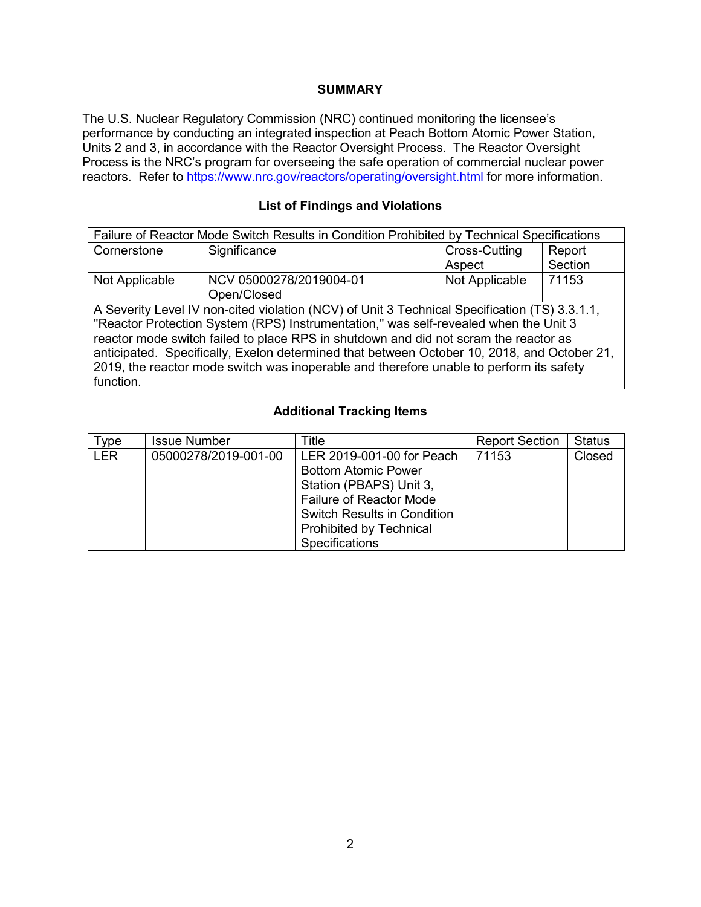## SUMMARY

The U.S. Nuclear Regulatory Commission (NRC) continued monitoring the licensee's performance by conducting an integrated inspection at Peach Bottom Atomic Power Station, Units 2 and 3, in accordance with the Reactor Oversight Process. The Reactor Oversight Process is the NRC's program for overseeing the safe operation of commercial nuclear power reactors. Refer to https://www.nrc.gov/reactors/operating/oversight.html for more information.

### List of Findings and Violations

| Failure of Reactor Mode Switch Results in Condition Prohibited by Technical Specifications | | | |
|---|---|---|---|
| Cornerstone | Significance | Cross-Cutting Aspect | Report Section |
| Not Applicable | NCV 05000278/2019004-01 Open/Closed | Not Applicable | 71153 |
| A Severity Level IV non-cited violation (NCV) of Unit 3 Technical Specification (TS) 3.3.1.1, "Reactor Protection System (RPS) Instrumentation," was self-revealed when the Unit 3 reactor mode switch failed to place RPS in shutdown and did not scram the reactor as anticipated. Specifically, Exelon determined that between October 10, 2018, and October 21, 2019, the reactor mode switch was inoperable and therefore unable to perform its safety function. | | | |

### Additional Tracking Items

| Type | Issue Number | Title | Report Section | Status |
|---|---|---|---|---|
| LER | 05000278/2019-001-00 | LER 2019-001-00 for Peach Bottom Atomic Power Station (PBAPS) Unit 3, Failure of Reactor Mode Switch Results in Condition Prohibited by Technical Specifications | 71153 | Closed |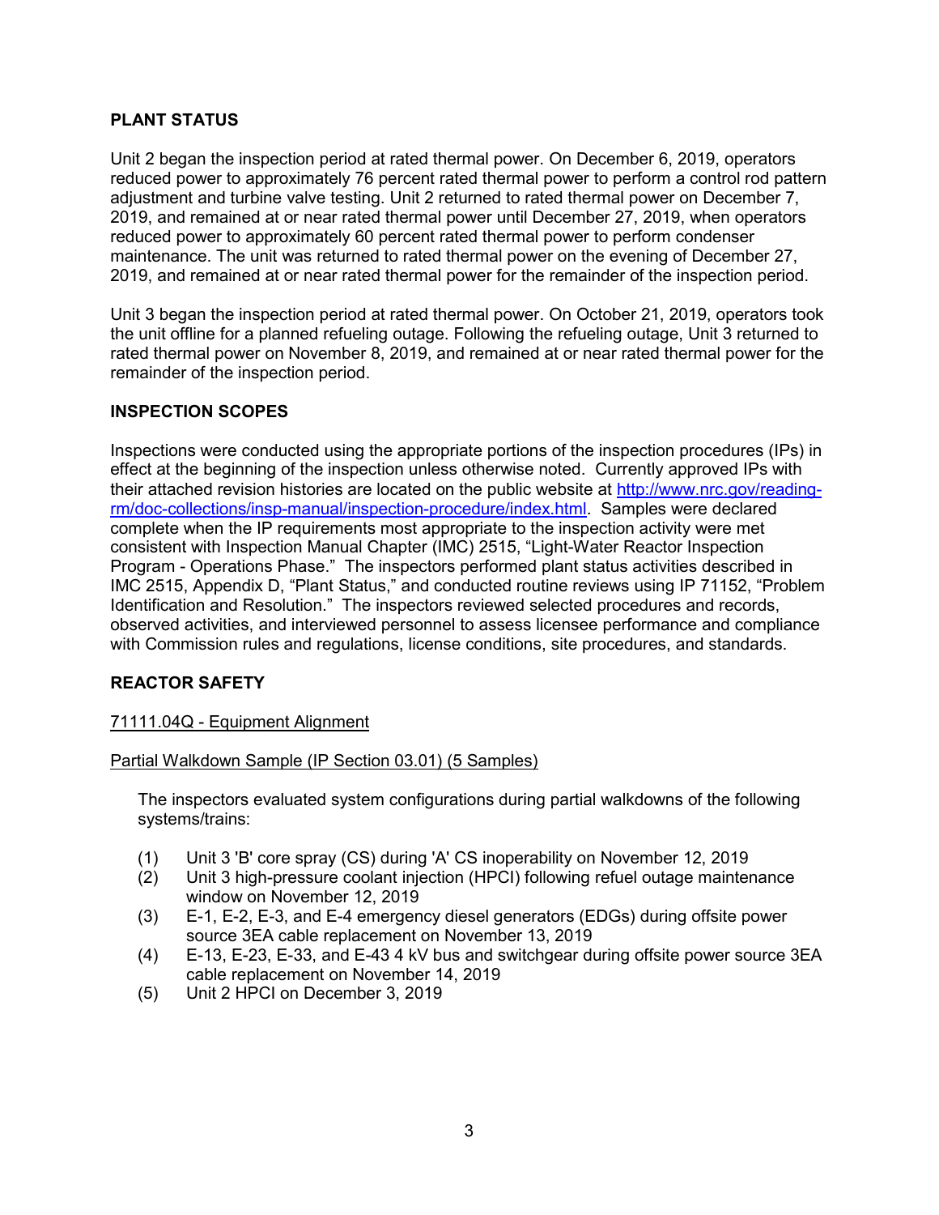## PLANT STATUS

Unit 2 began the inspection period at rated thermal power. On December 6, 2019, operators reduced power to approximately 76 percent rated thermal power to perform a control rod pattern adjustment and turbine valve testing. Unit 2 returned to rated thermal power on December 7, 2019, and remained at or near rated thermal power until December 27, 2019, when operators reduced power to approximately 60 percent rated thermal power to perform condenser maintenance. The unit was returned to rated thermal power on the evening of December 27, 2019, and remained at or near rated thermal power for the remainder of the inspection period.

Unit 3 began the inspection period at rated thermal power. On October 21, 2019, operators took the unit offline for a planned refueling outage. Following the refueling outage, Unit 3 returned to rated thermal power on November 8, 2019, and remained at or near rated thermal power for the remainder of the inspection period.

## INSPECTION SCOPES

Inspections were conducted using the appropriate portions of the inspection procedures (IPs) in effect at the beginning of the inspection unless otherwise noted. Currently approved IPs with their attached revision histories are located on the public website at http://www.nrc.gov/reading-rm/doc-collections/insp-manual/inspection-procedure/index.html. Samples were declared complete when the IP requirements most appropriate to the inspection activity were met consistent with Inspection Manual Chapter (IMC) 2515, "Light-Water Reactor Inspection Program - Operations Phase." The inspectors performed plant status activities described in IMC 2515, Appendix D, "Plant Status," and conducted routine reviews using IP 71152, "Problem Identification and Resolution." The inspectors reviewed selected procedures and records, observed activities, and interviewed personnel to assess licensee performance and compliance with Commission rules and regulations, license conditions, site procedures, and standards.

## REACTOR SAFETY

71111.04Q - Equipment Alignment

Partial Walkdown Sample (IP Section 03.01) (5 Samples)

The inspectors evaluated system configurations during partial walkdowns of the following systems/trains:

(1) Unit 3 'B' core spray (CS) during 'A' CS inoperability on November 12, 2019
(2) Unit 3 high-pressure coolant injection (HPCI) following refuel outage maintenance window on November 12, 2019
(3) E-1, E-2, E-3, and E-4 emergency diesel generators (EDGs) during offsite power source 3EA cable replacement on November 13, 2019
(4) E-13, E-23, E-33, and E-43 4 kV bus and switchgear during offsite power source 3EA cable replacement on November 14, 2019
(5) Unit 2 HPCI on December 3, 2019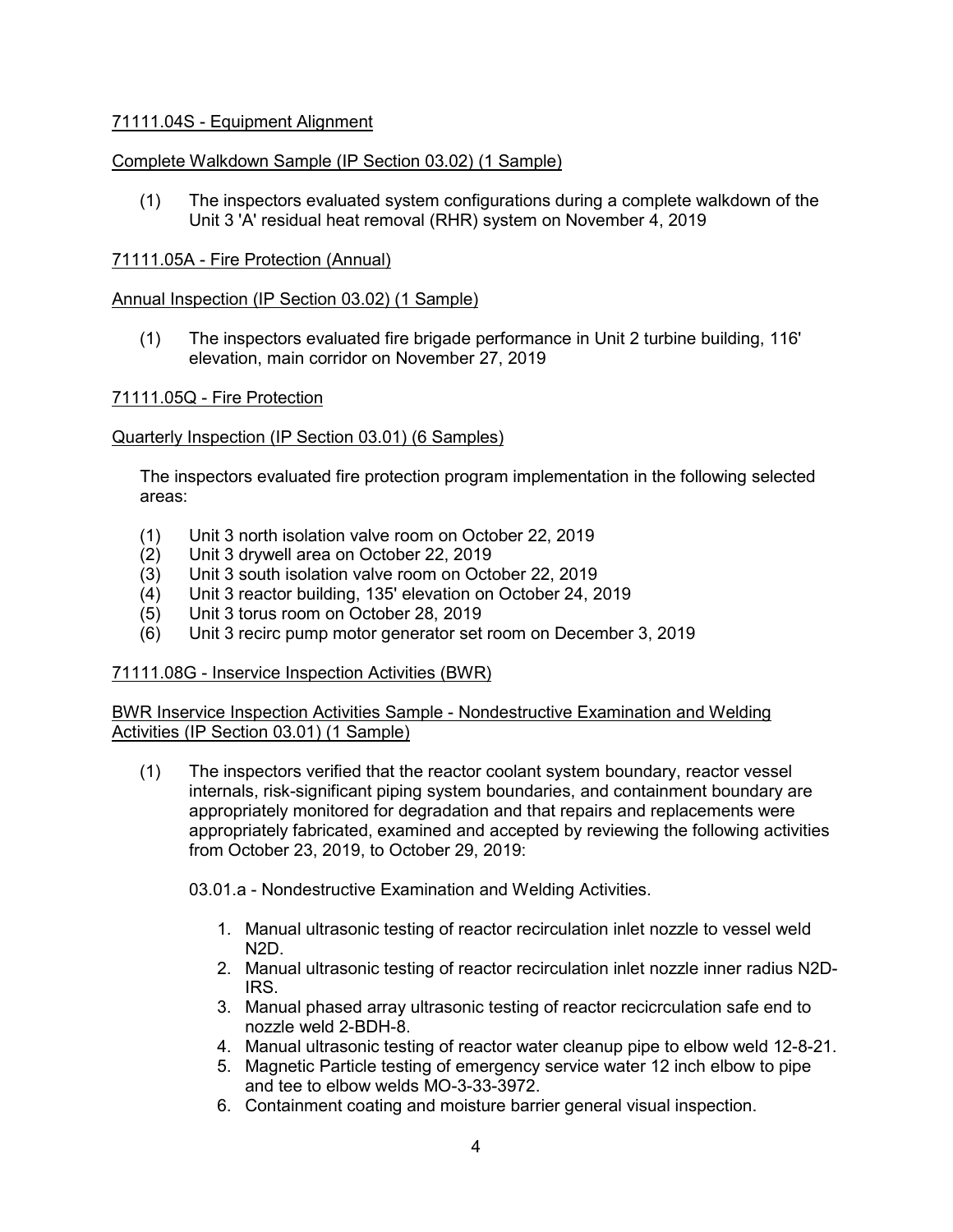71111.04S - Equipment Alignment

Complete Walkdown Sample (IP Section 03.02) (1 Sample)

(1) The inspectors evaluated system configurations during a complete walkdown of the Unit 3 'A' residual heat removal (RHR) system on November 4, 2019

71111.05A - Fire Protection (Annual)

Annual Inspection (IP Section 03.02) (1 Sample)

(1) The inspectors evaluated fire brigade performance in Unit 2 turbine building, 116' elevation, main corridor on November 27, 2019

71111.05Q - Fire Protection

Quarterly Inspection (IP Section 03.01) (6 Samples)

The inspectors evaluated fire protection program implementation in the following selected areas:

(1) Unit 3 north isolation valve room on October 22, 2019
(2) Unit 3 drywell area on October 22, 2019
(3) Unit 3 south isolation valve room on October 22, 2019
(4) Unit 3 reactor building, 135' elevation on October 24, 2019
(5) Unit 3 torus room on October 28, 2019
(6) Unit 3 recirc pump motor generator set room on December 3, 2019

71111.08G - Inservice Inspection Activities (BWR)

BWR Inservice Inspection Activities Sample - Nondestructive Examination and Welding Activities (IP Section 03.01) (1 Sample)

(1) The inspectors verified that the reactor coolant system boundary, reactor vessel internals, risk-significant piping system boundaries, and containment boundary are appropriately monitored for degradation and that repairs and replacements were appropriately fabricated, examined and accepted by reviewing the following activities from October 23, 2019, to October 29, 2019:

03.01.a - Nondestructive Examination and Welding Activities.

1. Manual ultrasonic testing of reactor recirculation inlet nozzle to vessel weld N2D.
2. Manual ultrasonic testing of reactor recirculation inlet nozzle inner radius N2D-IRS.
3. Manual phased array ultrasonic testing of reactor recicrculation safe end to nozzle weld 2-BDH-8.
4. Manual ultrasonic testing of reactor water cleanup pipe to elbow weld 12-8-21.
5. Magnetic Particle testing of emergency service water 12 inch elbow to pipe and tee to elbow welds MO-3-33-3972.
6. Containment coating and moisture barrier general visual inspection.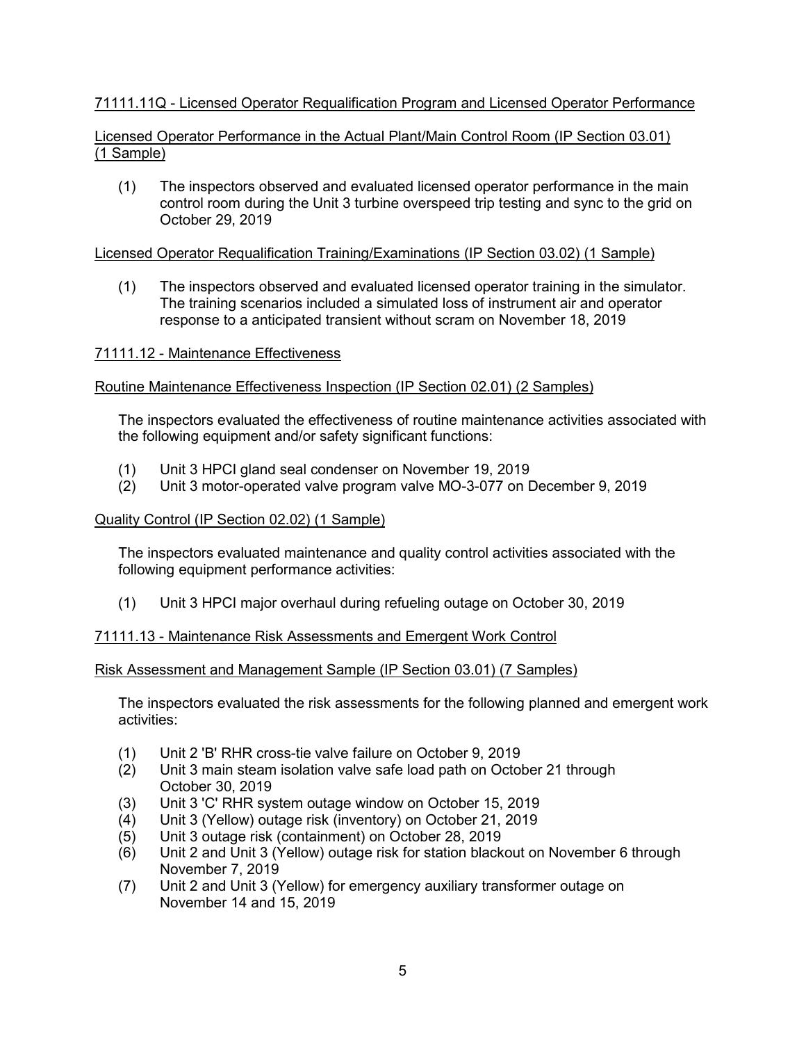## 71111.11Q - Licensed Operator Requalification Program and Licensed Operator Performance

### Licensed Operator Performance in the Actual Plant/Main Control Room (IP Section 03.01) (1 Sample)

(1) The inspectors observed and evaluated licensed operator performance in the main control room during the Unit 3 turbine overspeed trip testing and sync to the grid on October 29, 2019

### Licensed Operator Requalification Training/Examinations (IP Section 03.02) (1 Sample)

(1) The inspectors observed and evaluated licensed operator training in the simulator. The training scenarios included a simulated loss of instrument air and operator response to a anticipated transient without scram on November 18, 2019

## 71111.12 - Maintenance Effectiveness

### Routine Maintenance Effectiveness Inspection (IP Section 02.01) (2 Samples)

The inspectors evaluated the effectiveness of routine maintenance activities associated with the following equipment and/or safety significant functions:

(1) Unit 3 HPCI gland seal condenser on November 19, 2019
(2) Unit 3 motor-operated valve program valve MO-3-077 on December 9, 2019

### Quality Control (IP Section 02.02) (1 Sample)

The inspectors evaluated maintenance and quality control activities associated with the following equipment performance activities:

(1) Unit 3 HPCI major overhaul during refueling outage on October 30, 2019

## 71111.13 - Maintenance Risk Assessments and Emergent Work Control

### Risk Assessment and Management Sample (IP Section 03.01) (7 Samples)

The inspectors evaluated the risk assessments for the following planned and emergent work activities:

(1) Unit 2 'B' RHR cross-tie valve failure on October 9, 2019
(2) Unit 3 main steam isolation valve safe load path on October 21 through October 30, 2019
(3) Unit 3 'C' RHR system outage window on October 15, 2019
(4) Unit 3 (Yellow) outage risk (inventory) on October 21, 2019
(5) Unit 3 outage risk (containment) on October 28, 2019
(6) Unit 2 and Unit 3 (Yellow) outage risk for station blackout on November 6 through November 7, 2019
(7) Unit 2 and Unit 3 (Yellow) for emergency auxiliary transformer outage on November 14 and 15, 2019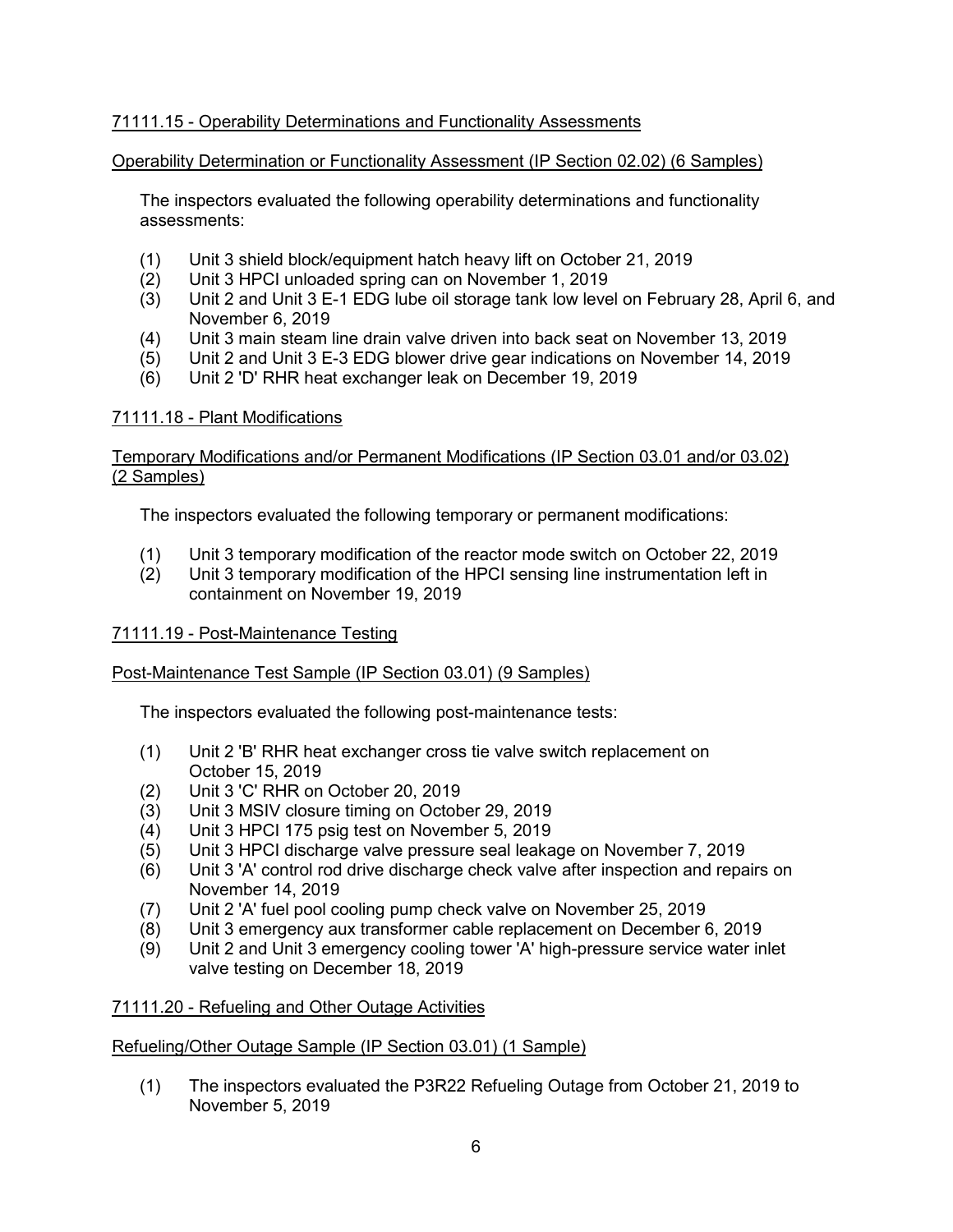## 71111.15 - Operability Determinations and Functionality Assessments

### Operability Determination or Functionality Assessment (IP Section 02.02) (6 Samples)

The inspectors evaluated the following operability determinations and functionality assessments:

(1) Unit 3 shield block/equipment hatch heavy lift on October 21, 2019
(2) Unit 3 HPCI unloaded spring can on November 1, 2019
(3) Unit 2 and Unit 3 E-1 EDG lube oil storage tank low level on February 28, April 6, and November 6, 2019
(4) Unit 3 main steam line drain valve driven into back seat on November 13, 2019
(5) Unit 2 and Unit 3 E-3 EDG blower drive gear indications on November 14, 2019
(6) Unit 2 'D' RHR heat exchanger leak on December 19, 2019

## 71111.18 - Plant Modifications

### Temporary Modifications and/or Permanent Modifications (IP Section 03.01 and/or 03.02) (2 Samples)

The inspectors evaluated the following temporary or permanent modifications:

(1) Unit 3 temporary modification of the reactor mode switch on October 22, 2019
(2) Unit 3 temporary modification of the HPCI sensing line instrumentation left in containment on November 19, 2019

## 71111.19 - Post-Maintenance Testing

### Post-Maintenance Test Sample (IP Section 03.01) (9 Samples)

The inspectors evaluated the following post-maintenance tests:

(1) Unit 2 'B' RHR heat exchanger cross tie valve switch replacement on October 15, 2019
(2) Unit 3 'C' RHR on October 20, 2019
(3) Unit 3 MSIV closure timing on October 29, 2019
(4) Unit 3 HPCI 175 psig test on November 5, 2019
(5) Unit 3 HPCI discharge valve pressure seal leakage on November 7, 2019
(6) Unit 3 'A' control rod drive discharge check valve after inspection and repairs on November 14, 2019
(7) Unit 2 'A' fuel pool cooling pump check valve on November 25, 2019
(8) Unit 3 emergency aux transformer cable replacement on December 6, 2019
(9) Unit 2 and Unit 3 emergency cooling tower 'A' high-pressure service water inlet valve testing on December 18, 2019

## 71111.20 - Refueling and Other Outage Activities

### Refueling/Other Outage Sample (IP Section 03.01) (1 Sample)

(1) The inspectors evaluated the P3R22 Refueling Outage from October 21, 2019 to November 5, 2019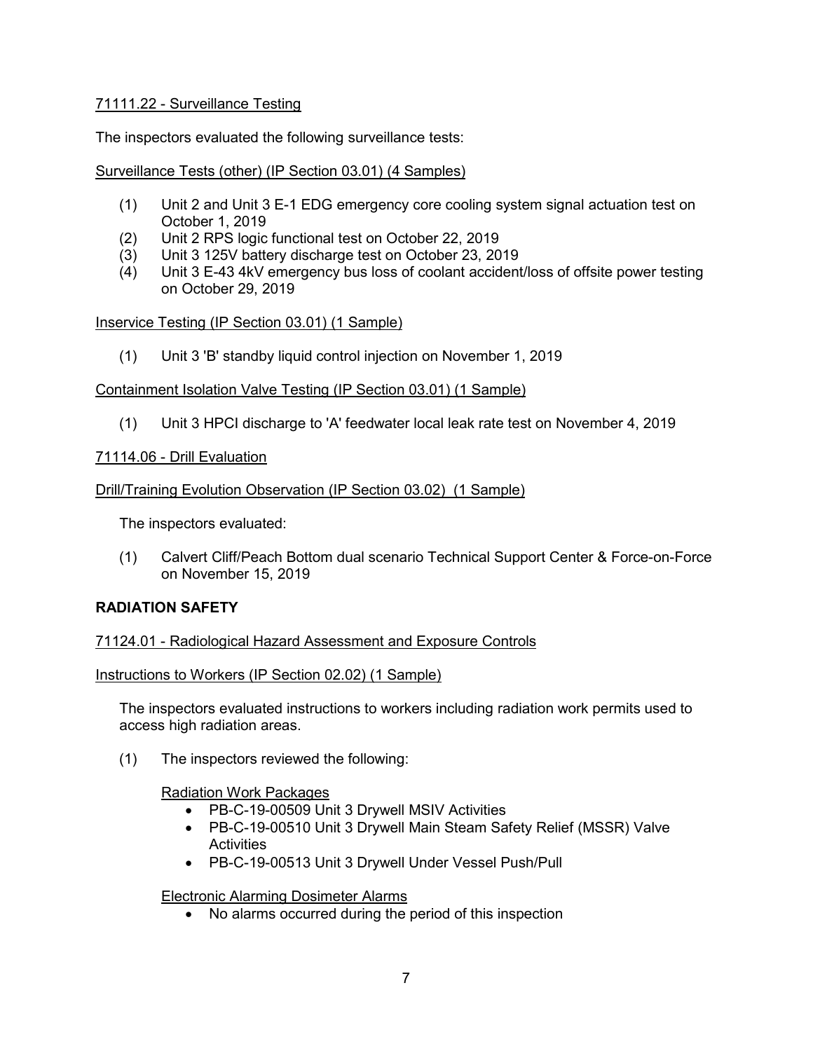71111.22 - Surveillance Testing

The inspectors evaluated the following surveillance tests:

Surveillance Tests (other) (IP Section 03.01) (4 Samples)

(1) Unit 2 and Unit 3 E-1 EDG emergency core cooling system signal actuation test on October 1, 2019
(2) Unit 2 RPS logic functional test on October 22, 2019
(3) Unit 3 125V battery discharge test on October 23, 2019
(4) Unit 3 E-43 4kV emergency bus loss of coolant accident/loss of offsite power testing on October 29, 2019

Inservice Testing (IP Section 03.01) (1 Sample)

(1) Unit 3 'B' standby liquid control injection on November 1, 2019

Containment Isolation Valve Testing (IP Section 03.01) (1 Sample)

(1) Unit 3 HPCI discharge to 'A' feedwater local leak rate test on November 4, 2019

71114.06 - Drill Evaluation

Drill/Training Evolution Observation (IP Section 03.02) (1 Sample)

The inspectors evaluated:

(1) Calvert Cliff/Peach Bottom dual scenario Technical Support Center & Force-on-Force on November 15, 2019

## RADIATION SAFETY

71124.01 - Radiological Hazard Assessment and Exposure Controls

Instructions to Workers (IP Section 02.02) (1 Sample)

The inspectors evaluated instructions to workers including radiation work permits used to access high radiation areas.

(1) The inspectors reviewed the following:

Radiation Work Packages

- PB-C-19-00509 Unit 3 Drywell MSIV Activities
- PB-C-19-00510 Unit 3 Drywell Main Steam Safety Relief (MSSR) Valve Activities
- PB-C-19-00513 Unit 3 Drywell Under Vessel Push/Pull

Electronic Alarming Dosimeter Alarms

- No alarms occurred during the period of this inspection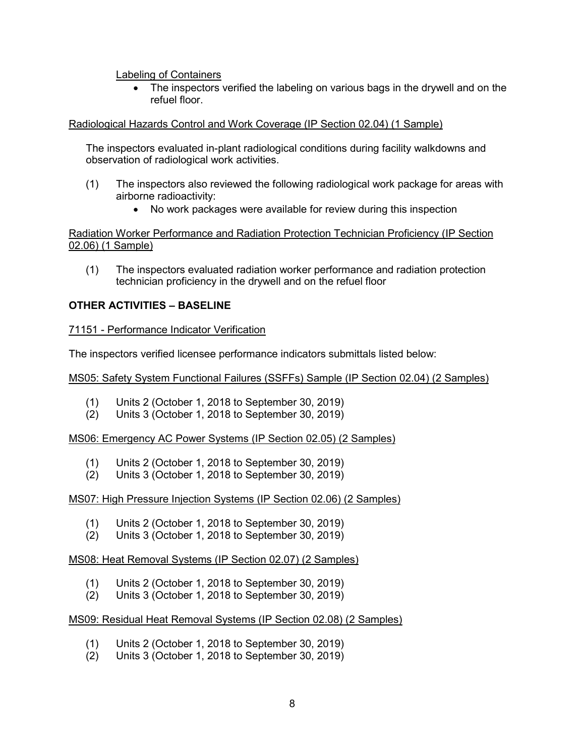Labeling of Containers

- The inspectors verified the labeling on various bags in the drywell and on the refuel floor.

Radiological Hazards Control and Work Coverage (IP Section 02.04) (1 Sample)

The inspectors evaluated in-plant radiological conditions during facility walkdowns and observation of radiological work activities.

(1) The inspectors also reviewed the following radiological work package for areas with airborne radioactivity:
   - No work packages were available for review during this inspection

Radiation Worker Performance and Radiation Protection Technician Proficiency (IP Section 02.06) (1 Sample)

(1) The inspectors evaluated radiation worker performance and radiation protection technician proficiency in the drywell and on the refuel floor

**OTHER ACTIVITIES – BASELINE**

71151 - Performance Indicator Verification

The inspectors verified licensee performance indicators submittals listed below:

MS05: Safety System Functional Failures (SSFFs) Sample (IP Section 02.04) (2 Samples)

(1) Units 2 (October 1, 2018 to September 30, 2019)
(2) Units 3 (October 1, 2018 to September 30, 2019)

MS06: Emergency AC Power Systems (IP Section 02.05) (2 Samples)

(1) Units 2 (October 1, 2018 to September 30, 2019)
(2) Units 3 (October 1, 2018 to September 30, 2019)

MS07: High Pressure Injection Systems (IP Section 02.06) (2 Samples)

(1) Units 2 (October 1, 2018 to September 30, 2019)
(2) Units 3 (October 1, 2018 to September 30, 2019)

MS08: Heat Removal Systems (IP Section 02.07) (2 Samples)

(1) Units 2 (October 1, 2018 to September 30, 2019)
(2) Units 3 (October 1, 2018 to September 30, 2019)

MS09: Residual Heat Removal Systems (IP Section 02.08) (2 Samples)

(1) Units 2 (October 1, 2018 to September 30, 2019)
(2) Units 3 (October 1, 2018 to September 30, 2019)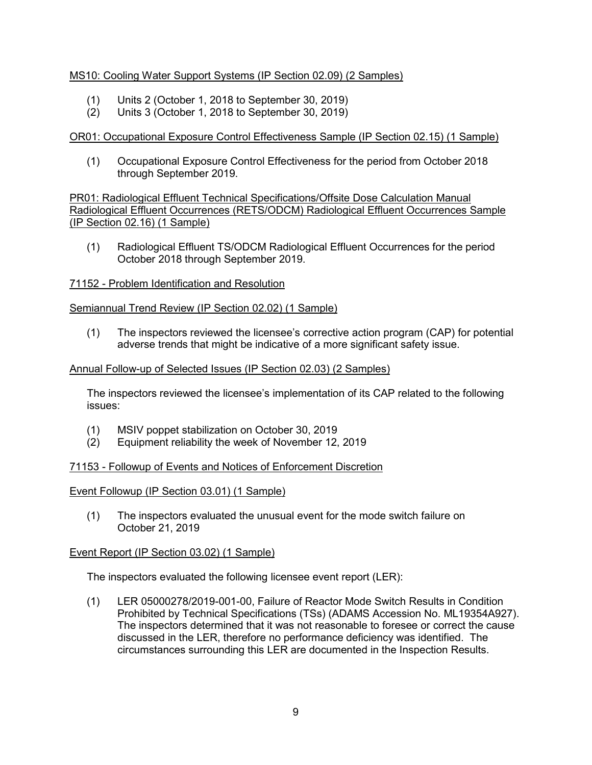MS10: Cooling Water Support Systems (IP Section 02.09) (2 Samples)

(1) Units 2 (October 1, 2018 to September 30, 2019)
(2) Units 3 (October 1, 2018 to September 30, 2019)

OR01: Occupational Exposure Control Effectiveness Sample (IP Section 02.15) (1 Sample)

(1) Occupational Exposure Control Effectiveness for the period from October 2018 through September 2019.

PR01: Radiological Effluent Technical Specifications/Offsite Dose Calculation Manual Radiological Effluent Occurrences (RETS/ODCM) Radiological Effluent Occurrences Sample (IP Section 02.16) (1 Sample)

(1) Radiological Effluent TS/ODCM Radiological Effluent Occurrences for the period October 2018 through September 2019.

71152 - Problem Identification and Resolution

Semiannual Trend Review (IP Section 02.02) (1 Sample)

(1) The inspectors reviewed the licensee's corrective action program (CAP) for potential adverse trends that might be indicative of a more significant safety issue.

Annual Follow-up of Selected Issues (IP Section 02.03) (2 Samples)

The inspectors reviewed the licensee's implementation of its CAP related to the following issues:

(1) MSIV poppet stabilization on October 30, 2019
(2) Equipment reliability the week of November 12, 2019

71153 - Followup of Events and Notices of Enforcement Discretion

Event Followup (IP Section 03.01) (1 Sample)

(1) The inspectors evaluated the unusual event for the mode switch failure on October 21, 2019

Event Report (IP Section 03.02) (1 Sample)

The inspectors evaluated the following licensee event report (LER):

(1) LER 05000278/2019-001-00, Failure of Reactor Mode Switch Results in Condition Prohibited by Technical Specifications (TSs) (ADAMS Accession No. ML19354A927). The inspectors determined that it was not reasonable to foresee or correct the cause discussed in the LER, therefore no performance deficiency was identified. The circumstances surrounding this LER are documented in the Inspection Results.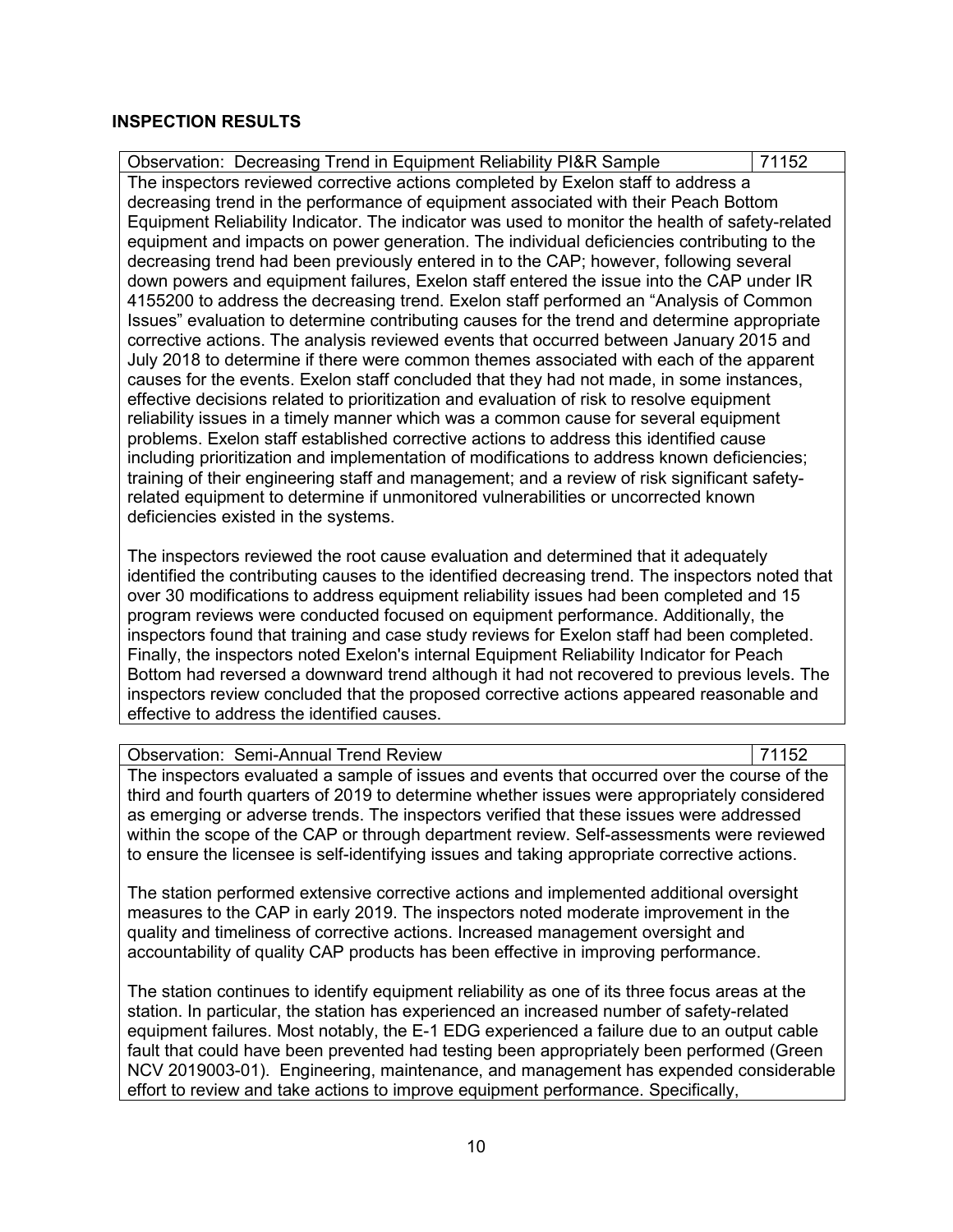## INSPECTION RESULTS

| Observation: Decreasing Trend in Equipment Reliability PI&R Sample | 71152 |
|---|---|

The inspectors reviewed corrective actions completed by Exelon staff to address a decreasing trend in the performance of equipment associated with their Peach Bottom Equipment Reliability Indicator. The indicator was used to monitor the health of safety-related equipment and impacts on power generation. The individual deficiencies contributing to the decreasing trend had been previously entered in to the CAP; however, following several down powers and equipment failures, Exelon staff entered the issue into the CAP under IR 4155200 to address the decreasing trend. Exelon staff performed an "Analysis of Common Issues" evaluation to determine contributing causes for the trend and determine appropriate corrective actions. The analysis reviewed events that occurred between January 2015 and July 2018 to determine if there were common themes associated with each of the apparent causes for the events. Exelon staff concluded that they had not made, in some instances, effective decisions related to prioritization and evaluation of risk to resolve equipment reliability issues in a timely manner which was a common cause for several equipment problems. Exelon staff established corrective actions to address this identified cause including prioritization and implementation of modifications to address known deficiencies; training of their engineering staff and management; and a review of risk significant safety-related equipment to determine if unmonitored vulnerabilities or uncorrected known deficiencies existed in the systems.

The inspectors reviewed the root cause evaluation and determined that it adequately identified the contributing causes to the identified decreasing trend. The inspectors noted that over 30 modifications to address equipment reliability issues had been completed and 15 program reviews were conducted focused on equipment performance. Additionally, the inspectors found that training and case study reviews for Exelon staff had been completed. Finally, the inspectors noted Exelon's internal Equipment Reliability Indicator for Peach Bottom had reversed a downward trend although it had not recovered to previous levels. The inspectors review concluded that the proposed corrective actions appeared reasonable and effective to address the identified causes.

| Observation: Semi-Annual Trend Review | 71152 |
|---|---|

The inspectors evaluated a sample of issues and events that occurred over the course of the third and fourth quarters of 2019 to determine whether issues were appropriately considered as emerging or adverse trends. The inspectors verified that these issues were addressed within the scope of the CAP or through department review. Self-assessments were reviewed to ensure the licensee is self-identifying issues and taking appropriate corrective actions.

The station performed extensive corrective actions and implemented additional oversight measures to the CAP in early 2019. The inspectors noted moderate improvement in the quality and timeliness of corrective actions. Increased management oversight and accountability of quality CAP products has been effective in improving performance.

The station continues to identify equipment reliability as one of its three focus areas at the station. In particular, the station has experienced an increased number of safety-related equipment failures. Most notably, the E-1 EDG experienced a failure due to an output cable fault that could have been prevented had testing been appropriately been performed (Green NCV 2019003-01). Engineering, maintenance, and management has expended considerable effort to review and take actions to improve equipment performance. Specifically,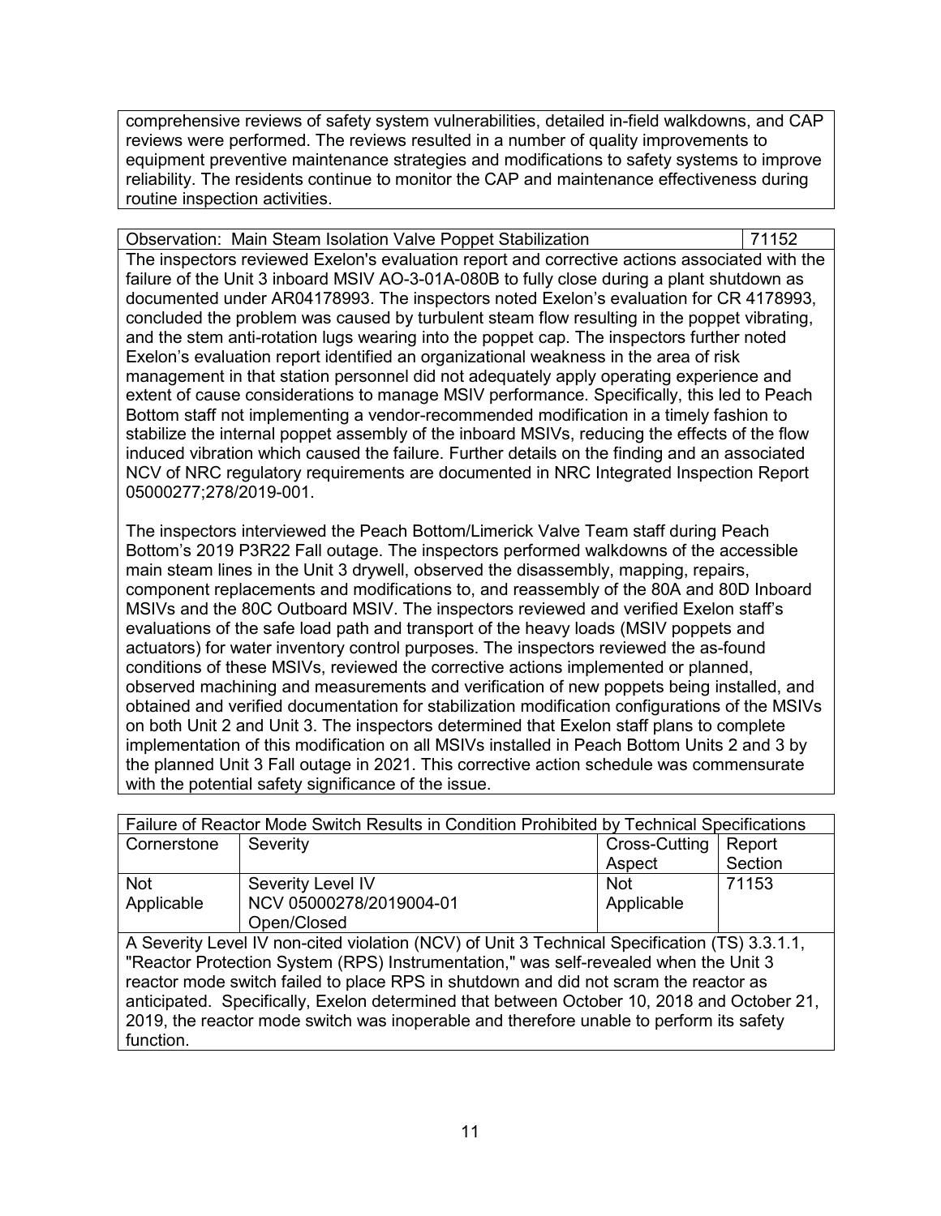comprehensive reviews of safety system vulnerabilities, detailed in-field walkdowns, and CAP reviews were performed. The reviews resulted in a number of quality improvements to equipment preventive maintenance strategies and modifications to safety systems to improve reliability. The residents continue to monitor the CAP and maintenance effectiveness during routine inspection activities.

| Observation: Main Steam Isolation Valve Poppet Stabilization | 71152 |
|---|---|

The inspectors reviewed Exelon's evaluation report and corrective actions associated with the failure of the Unit 3 inboard MSIV AO-3-01A-080B to fully close during a plant shutdown as documented under AR04178993. The inspectors noted Exelon's evaluation for CR 4178993, concluded the problem was caused by turbulent steam flow resulting in the poppet vibrating, and the stem anti-rotation lugs wearing into the poppet cap. The inspectors further noted Exelon's evaluation report identified an organizational weakness in the area of risk management in that station personnel did not adequately apply operating experience and extent of cause considerations to manage MSIV performance. Specifically, this led to Peach Bottom staff not implementing a vendor-recommended modification in a timely fashion to stabilize the internal poppet assembly of the inboard MSIVs, reducing the effects of the flow induced vibration which caused the failure. Further details on the finding and an associated NCV of NRC regulatory requirements are documented in NRC Integrated Inspection Report 05000277;278/2019-001.

The inspectors interviewed the Peach Bottom/Limerick Valve Team staff during Peach Bottom's 2019 P3R22 Fall outage. The inspectors performed walkdowns of the accessible main steam lines in the Unit 3 drywell, observed the disassembly, mapping, repairs, component replacements and modifications to, and reassembly of the 80A and 80D Inboard MSIVs and the 80C Outboard MSIV. The inspectors reviewed and verified Exelon staff's evaluations of the safe load path and transport of the heavy loads (MSIV poppets and actuators) for water inventory control purposes. The inspectors reviewed the as-found conditions of these MSIVs, reviewed the corrective actions implemented or planned, observed machining and measurements and verification of new poppets being installed, and obtained and verified documentation for stabilization modification configurations of the MSIVs on both Unit 2 and Unit 3. The inspectors determined that Exelon staff plans to complete implementation of this modification on all MSIVs installed in Peach Bottom Units 2 and 3 by the planned Unit 3 Fall outage in 2021. This corrective action schedule was commensurate with the potential safety significance of the issue.

**Failure of Reactor Mode Switch Results in Condition Prohibited by Technical Specifications**

| Cornerstone | Severity | Cross-Cutting Aspect | Report Section |
|---|---|---|---|
| Not Applicable | Severity Level IV<br>NCV 05000278/2019004-01<br>Open/Closed | Not Applicable | 71153 |

A Severity Level IV non-cited violation (NCV) of Unit 3 Technical Specification (TS) 3.3.1.1, "Reactor Protection System (RPS) Instrumentation," was self-revealed when the Unit 3 reactor mode switch failed to place RPS in shutdown and did not scram the reactor as anticipated. Specifically, Exelon determined that between October 10, 2018 and October 21, 2019, the reactor mode switch was inoperable and therefore unable to perform its safety function.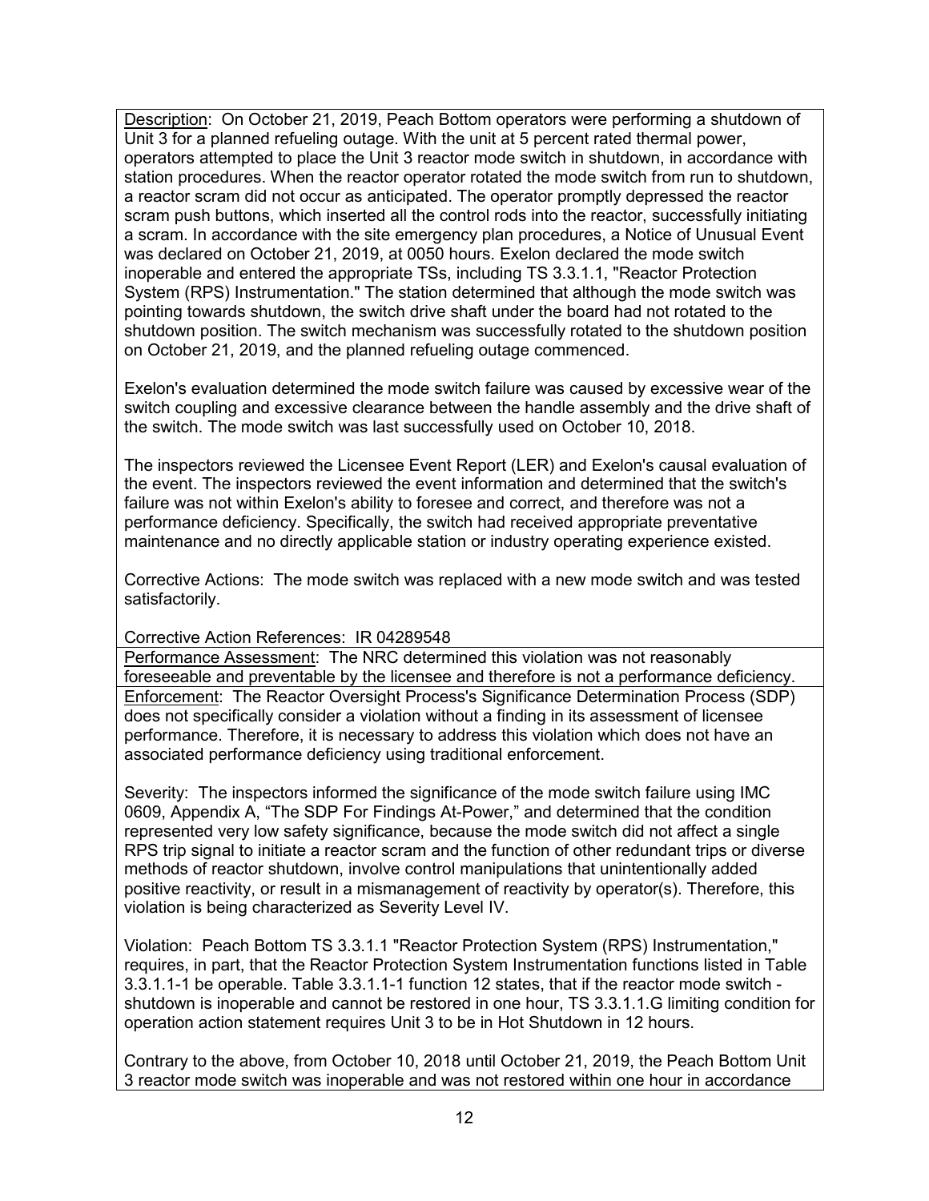Description: On October 21, 2019, Peach Bottom operators were performing a shutdown of Unit 3 for a planned refueling outage. With the unit at 5 percent rated thermal power, operators attempted to place the Unit 3 reactor mode switch in shutdown, in accordance with station procedures. When the reactor operator rotated the mode switch from run to shutdown, a reactor scram did not occur as anticipated. The operator promptly depressed the reactor scram push buttons, which inserted all the control rods into the reactor, successfully initiating a scram. In accordance with the site emergency plan procedures, a Notice of Unusual Event was declared on October 21, 2019, at 0050 hours. Exelon declared the mode switch inoperable and entered the appropriate TSs, including TS 3.3.1.1, "Reactor Protection System (RPS) Instrumentation." The station determined that although the mode switch was pointing towards shutdown, the switch drive shaft under the board had not rotated to the shutdown position. The switch mechanism was successfully rotated to the shutdown position on October 21, 2019, and the planned refueling outage commenced.

Exelon's evaluation determined the mode switch failure was caused by excessive wear of the switch coupling and excessive clearance between the handle assembly and the drive shaft of the switch. The mode switch was last successfully used on October 10, 2018.

The inspectors reviewed the Licensee Event Report (LER) and Exelon's causal evaluation of the event. The inspectors reviewed the event information and determined that the switch's failure was not within Exelon's ability to foresee and correct, and therefore was not a performance deficiency. Specifically, the switch had received appropriate preventative maintenance and no directly applicable station or industry operating experience existed.

Corrective Actions: The mode switch was replaced with a new mode switch and was tested satisfactorily.

Corrective Action References: IR 04289548

Performance Assessment: The NRC determined this violation was not reasonably foreseeable and preventable by the licensee and therefore is not a performance deficiency.

Enforcement: The Reactor Oversight Process's Significance Determination Process (SDP) does not specifically consider a violation without a finding in its assessment of licensee performance. Therefore, it is necessary to address this violation which does not have an associated performance deficiency using traditional enforcement.

Severity: The inspectors informed the significance of the mode switch failure using IMC 0609, Appendix A, "The SDP For Findings At-Power," and determined that the condition represented very low safety significance, because the mode switch did not affect a single RPS trip signal to initiate a reactor scram and the function of other redundant trips or diverse methods of reactor shutdown, involve control manipulations that unintentionally added positive reactivity, or result in a mismanagement of reactivity by operator(s). Therefore, this violation is being characterized as Severity Level IV.

Violation: Peach Bottom TS 3.3.1.1 "Reactor Protection System (RPS) Instrumentation," requires, in part, that the Reactor Protection System Instrumentation functions listed in Table 3.3.1.1-1 be operable. Table 3.3.1.1-1 function 12 states, that if the reactor mode switch - shutdown is inoperable and cannot be restored in one hour, TS 3.3.1.1.G limiting condition for operation action statement requires Unit 3 to be in Hot Shutdown in 12 hours.

Contrary to the above, from October 10, 2018 until October 21, 2019, the Peach Bottom Unit 3 reactor mode switch was inoperable and was not restored within one hour in accordance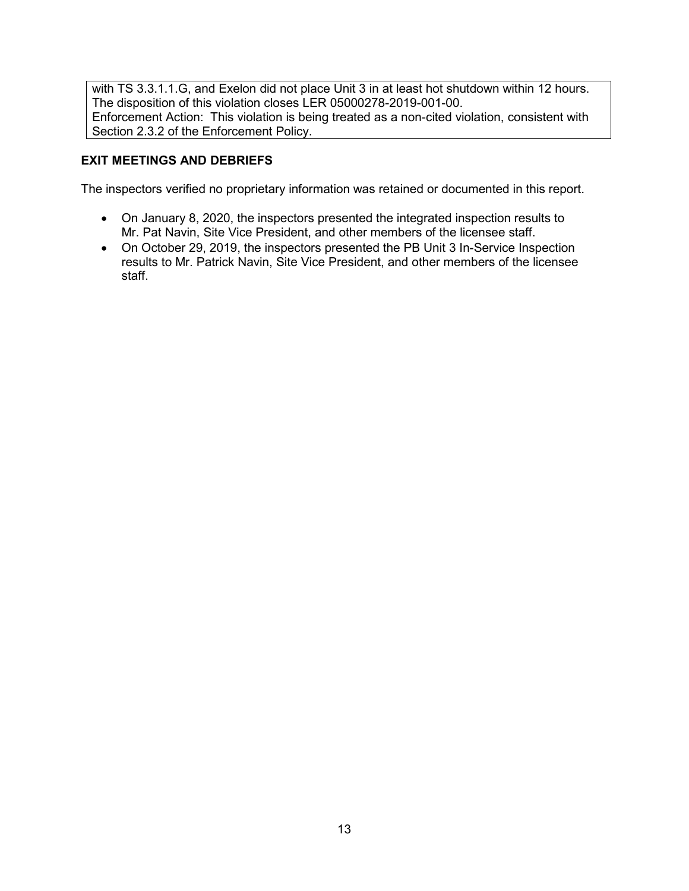with TS 3.3.1.1.G, and Exelon did not place Unit 3 in at least hot shutdown within 12 hours. The disposition of this violation closes LER 05000278-2019-001-00.
Enforcement Action: This violation is being treated as a non-cited violation, consistent with Section 2.3.2 of the Enforcement Policy.

## EXIT MEETINGS AND DEBRIEFS

The inspectors verified no proprietary information was retained or documented in this report.

- On January 8, 2020, the inspectors presented the integrated inspection results to Mr. Pat Navin, Site Vice President, and other members of the licensee staff.
- On October 29, 2019, the inspectors presented the PB Unit 3 In-Service Inspection results to Mr. Patrick Navin, Site Vice President, and other members of the licensee staff.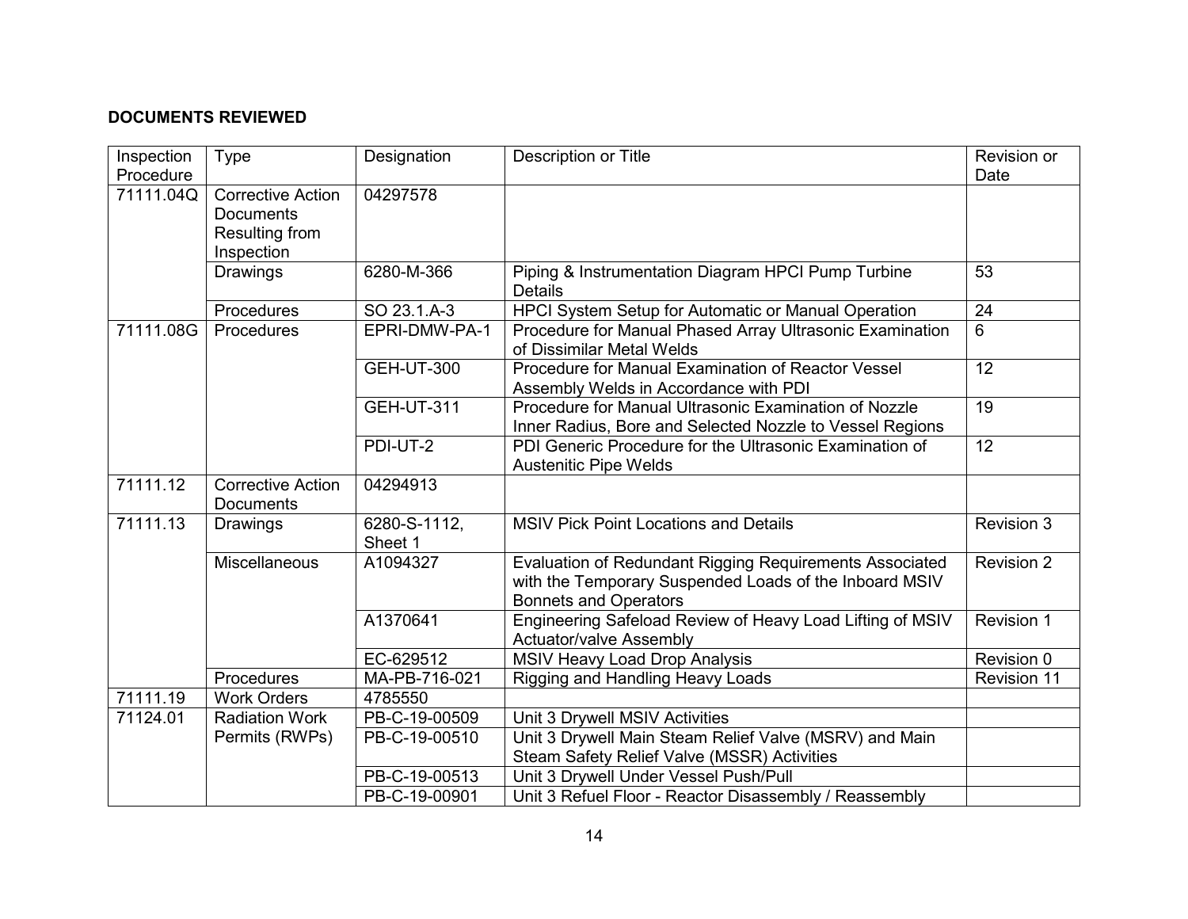**DOCUMENTS REVIEWED**

| Inspection Procedure | Type | Designation | Description or Title | Revision or Date |
|---|---|---|---|---|
| 71111.04Q | Corrective Action Documents Resulting from Inspection | 04297578 | | |
| | Drawings | 6280-M-366 | Piping & Instrumentation Diagram HPCI Pump Turbine Details | 53 |
| | Procedures | SO 23.1.A-3 | HPCI System Setup for Automatic or Manual Operation | 24 |
| 71111.08G | Procedures | EPRI-DMW-PA-1 | Procedure for Manual Phased Array Ultrasonic Examination of Dissimilar Metal Welds | 6 |
| | | GEH-UT-300 | Procedure for Manual Examination of Reactor Vessel Assembly Welds in Accordance with PDI | 12 |
| | | GEH-UT-311 | Procedure for Manual Ultrasonic Examination of Nozzle Inner Radius, Bore and Selected Nozzle to Vessel Regions | 19 |
| | | PDI-UT-2 | PDI Generic Procedure for the Ultrasonic Examination of Austenitic Pipe Welds | 12 |
| 71111.12 | Corrective Action Documents | 04294913 | | |
| 71111.13 | Drawings | 6280-S-1112, Sheet 1 | MSIV Pick Point Locations and Details | Revision 3 |
| | Miscellaneous | A1094327 | Evaluation of Redundant Rigging Requirements Associated with the Temporary Suspended Loads of the Inboard MSIV Bonnets and Operators | Revision 2 |
| | | A1370641 | Engineering Safeload Review of Heavy Load Lifting of MSIV Actuator/valve Assembly | Revision 1 |
| | | EC-629512 | MSIV Heavy Load Drop Analysis | Revision 0 |
| | Procedures | MA-PB-716-021 | Rigging and Handling Heavy Loads | Revision 11 |
| 71111.19 | Work Orders | 4785550 | | |
| 71124.01 | Radiation Work Permits (RWPs) | PB-C-19-00509 | Unit 3 Drywell MSIV Activities | |
| | | PB-C-19-00510 | Unit 3 Drywell Main Steam Relief Valve (MSRV) and Main Steam Safety Relief Valve (MSSR) Activities | |
| | | PB-C-19-00513 | Unit 3 Drywell Under Vessel Push/Pull | |
| | | PB-C-19-00901 | Unit 3 Refuel Floor - Reactor Disassembly / Reassembly | |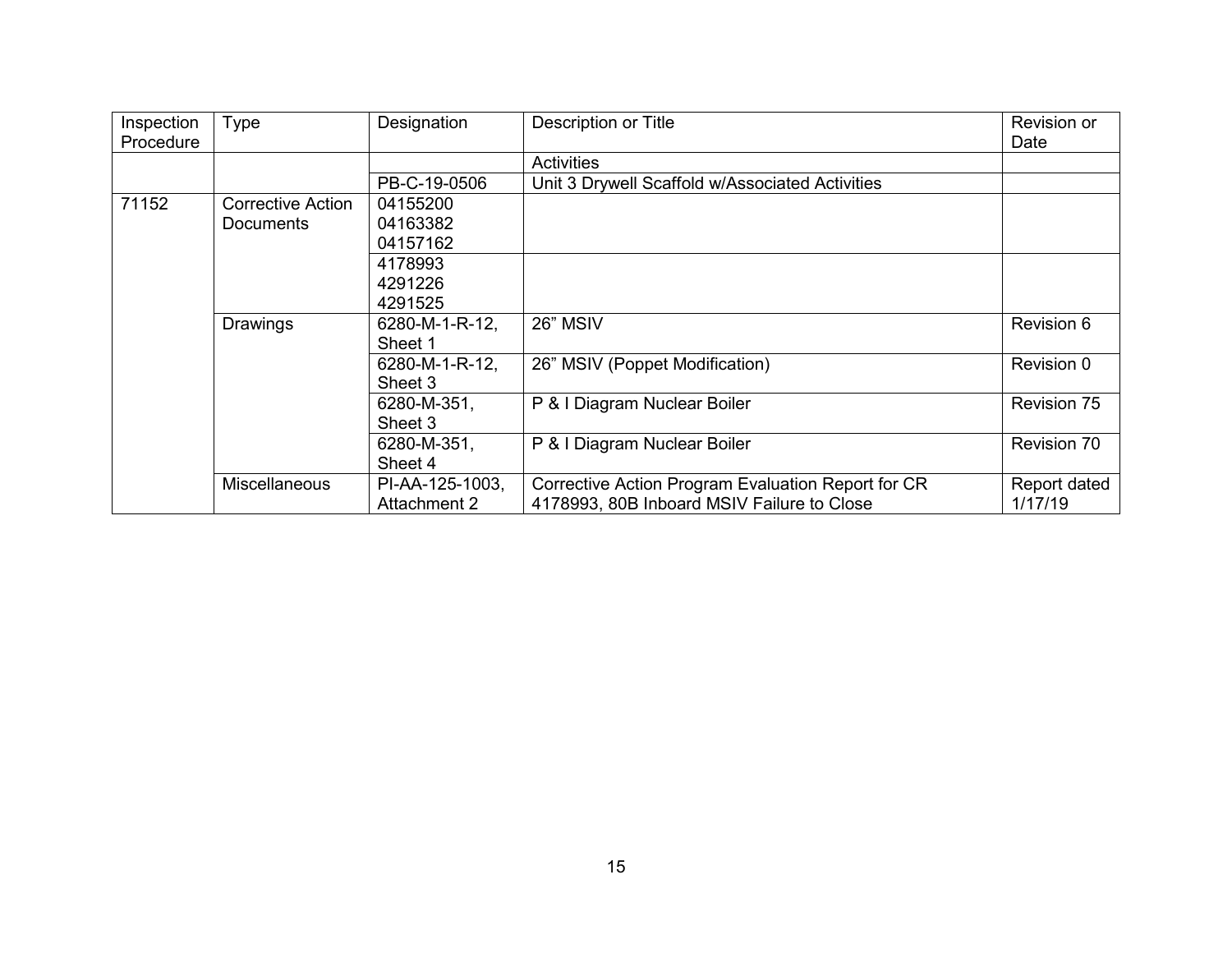| Inspection Procedure | Type | Designation | Description or Title | Revision or Date |
| --- | --- | --- | --- | --- |
| | | | Activities | |
| | | PB-C-19-0506 | Unit 3 Drywell Scaffold w/Associated Activities | |
| 71152 | Corrective Action Documents | 04155200<br>04163382<br>04157162 | | |
| | | 4178993<br>4291226<br>4291525 | | |
| | Drawings | 6280-M-1-R-12, Sheet 1 | 26" MSIV | Revision 6 |
| | | 6280-M-1-R-12, Sheet 3 | 26" MSIV (Poppet Modification) | Revision 0 |
| | | 6280-M-351, Sheet 3 | P & I Diagram Nuclear Boiler | Revision 75 |
| | | 6280-M-351, Sheet 4 | P & I Diagram Nuclear Boiler | Revision 70 |
| | Miscellaneous | PI-AA-125-1003, Attachment 2 | Corrective Action Program Evaluation Report for CR 4178993, 80B Inboard MSIV Failure to Close | Report dated 1/17/19 |